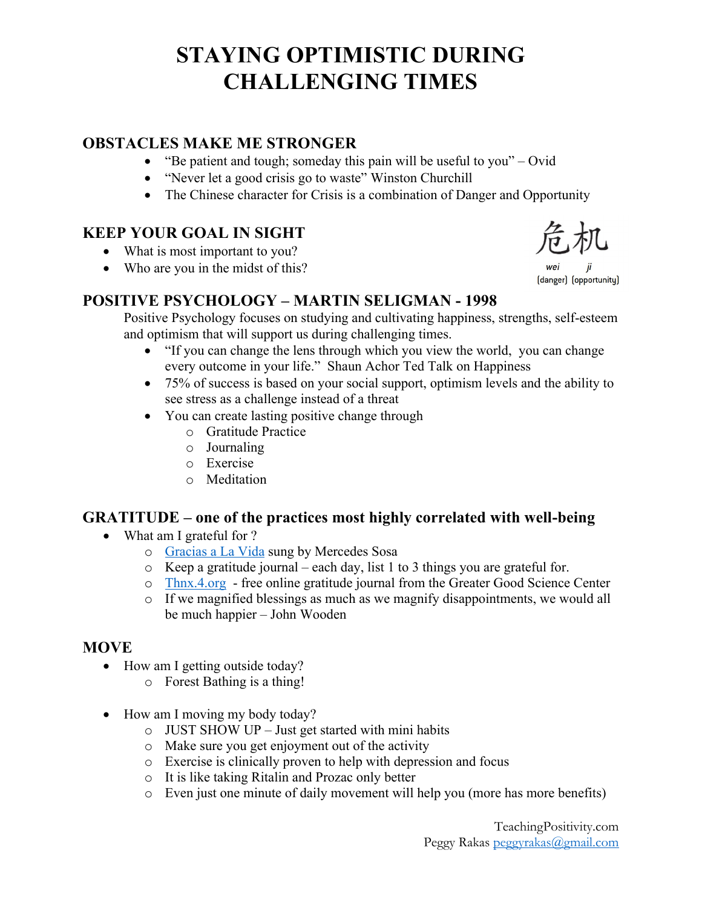# STAYING OPTIMISTIC DURING CHALLENGING TIMES

## OBSTACLES MAKE ME STRONGER

- "Be patient and tough; someday this pain will be useful to you" – Ovid
- "Never let a good crisis go to waste" Winston Churchill
- The Chinese character for Crisis is a combination of Danger and Opportunity

## KEEP YOUR GOAL IN SIGHT

- What is most important to you?
- Who are you in the midst of this?

危机
wei ji
(danger) (opportunity)

## POSITIVE PSYCHOLOGY – MARTIN SELIGMAN - 1998

Positive Psychology focuses on studying and cultivating happiness, strengths, self-esteem and optimism that will support us during challenging times.

- "If you can change the lens through which you view the world, you can change every outcome in your life." Shaun Achor Ted Talk on Happiness
- 75% of success is based on your social support, optimism levels and the ability to see stress as a challenge instead of a threat
- You can create lasting positive change through
  - Gratitude Practice
  - Journaling
  - Exercise
  - Meditation

## GRATITUDE – one of the practices most highly correlated with well-being

- What am I grateful for ?
  - Gracias a La Vida sung by Mercedes Sosa
  - Keep a gratitude journal – each day, list 1 to 3 things you are grateful for.
  - Thnx.4.org - free online gratitude journal from the Greater Good Science Center
  - If we magnified blessings as much as we magnify disappointments, we would all be much happier – John Wooden

## MOVE

- How am I getting outside today?
  - Forest Bathing is a thing!

- How am I moving my body today?
  - JUST SHOW UP – Just get started with mini habits
  - Make sure you get enjoyment out of the activity
  - Exercise is clinically proven to help with depression and focus
  - It is like taking Ritalin and Prozac only better
  - Even just one minute of daily movement will help you (more has more benefits)

TeachingPositivity.com
Peggy Rakas peggyrakas@gmail.com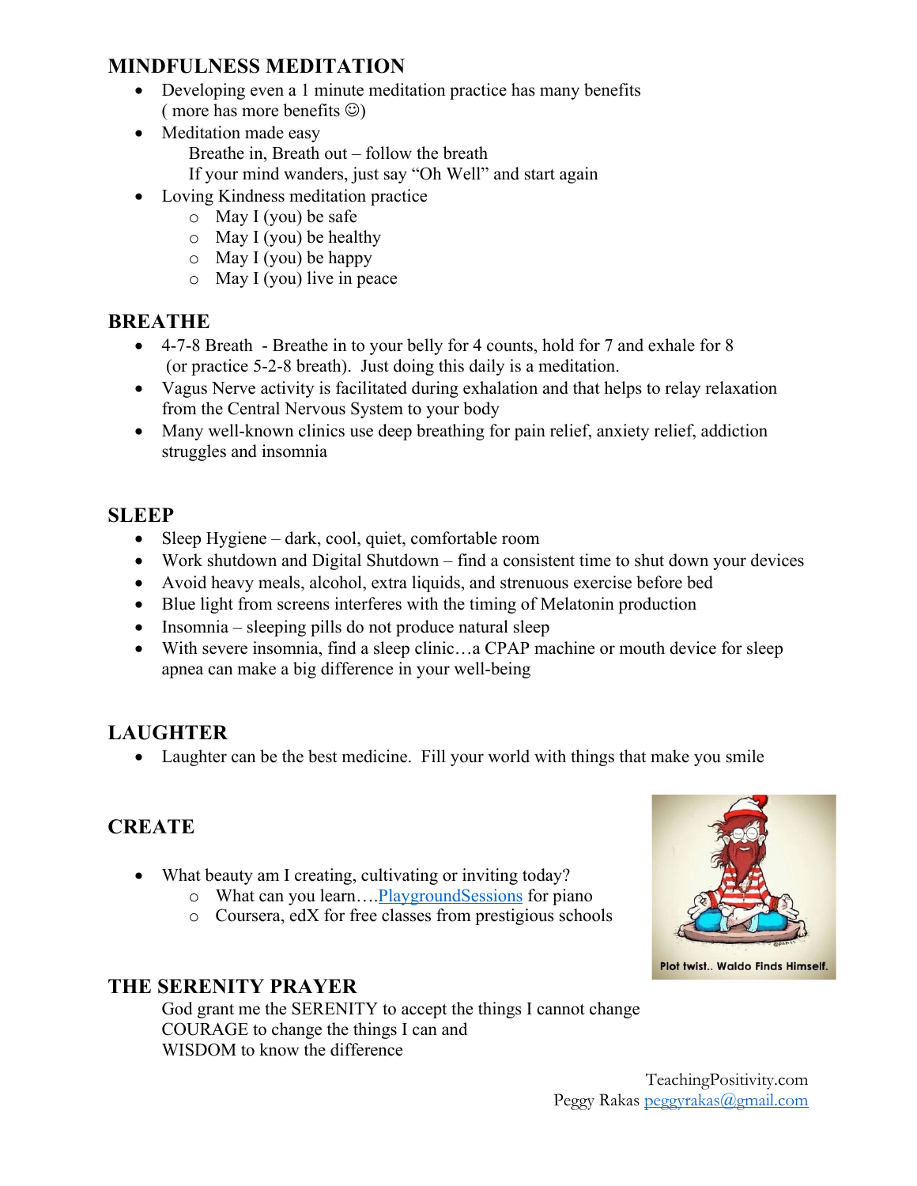## MINDFULNESS MEDITATION

- Developing even a 1 minute meditation practice has many benefits ( more has more benefits ☺)
- Meditation made easy
  Breathe in, Breath out – follow the breath
  If your mind wanders, just say "Oh Well" and start again
- Loving Kindness meditation practice
  - May I (you) be safe
  - May I (you) be healthy
  - May I (you) be happy
  - May I (you) live in peace

## BREATHE

- 4-7-8 Breath - Breathe in to your belly for 4 counts, hold for 7 and exhale for 8 (or practice 5-2-8 breath). Just doing this daily is a meditation.
- Vagus Nerve activity is facilitated during exhalation and that helps to relay relaxation from the Central Nervous System to your body
- Many well-known clinics use deep breathing for pain relief, anxiety relief, addiction struggles and insomnia

## SLEEP

- Sleep Hygiene – dark, cool, quiet, comfortable room
- Work shutdown and Digital Shutdown – find a consistent time to shut down your devices
- Avoid heavy meals, alcohol, extra liquids, and strenuous exercise before bed
- Blue light from screens interferes with the timing of Melatonin production
- Insomnia – sleeping pills do not produce natural sleep
- With severe insomnia, find a sleep clinic…a CPAP machine or mouth device for sleep apnea can make a big difference in your well-being

## LAUGHTER

- Laughter can be the best medicine. Fill your world with things that make you smile

## CREATE

- What beauty am I creating, cultivating or inviting today?
  - What can you learn….PlaygroundSessions for piano
  - Coursera, edX for free classes from prestigious schools

Plot twist.. Waldo Finds Himself.

## THE SERENITY PRAYER

God grant me the SERENITY to accept the things I cannot change
COURAGE to change the things I can and
WISDOM to know the difference

TeachingPositivity.com
Peggy Rakas peggyrakas@gmail.com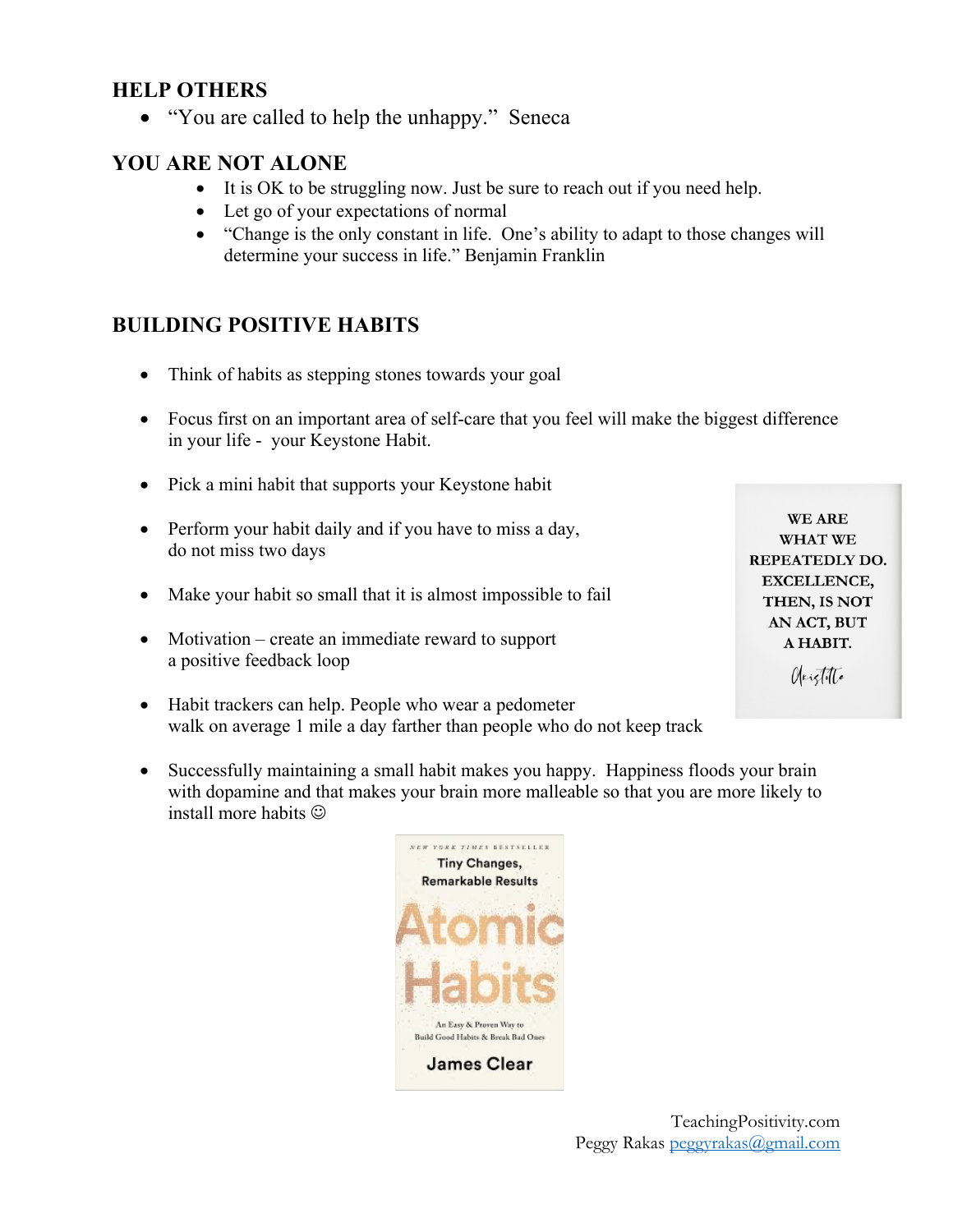## HELP OTHERS

- "You are called to help the unhappy." Seneca

## YOU ARE NOT ALONE

- It is OK to be struggling now. Just be sure to reach out if you need help.
- Let go of your expectations of normal
- "Change is the only constant in life. One's ability to adapt to those changes will determine your success in life." Benjamin Franklin

## BUILDING POSITIVE HABITS

- Think of habits as stepping stones towards your goal
- Focus first on an important area of self-care that you feel will make the biggest difference in your life - your Keystone Habit.
- Pick a mini habit that supports your Keystone habit
- Perform your habit daily and if you have to miss a day, do not miss two days
- Make your habit so small that it is almost impossible to fail
- Motivation – create an immediate reward to support a positive feedback loop
- Habit trackers can help. People who wear a pedometer walk on average 1 mile a day farther than people who do not keep track
- Successfully maintaining a small habit makes you happy. Happiness floods your brain with dopamine and that makes your brain more malleable so that you are more likely to install more habits ☺

WE ARE WHAT WE REPEATEDLY DO. EXCELLENCE, THEN, IS NOT AN ACT, BUT A HABIT.
Aristotle

NEW YORK TIMES BESTSELLER
Tiny Changes, Remarkable Results
Atomic Habits
An Easy & Proven Way to Build Good Habits & Break Bad Ones
James Clear

TeachingPositivity.com
Peggy Rakas peggyrakas@gmail.com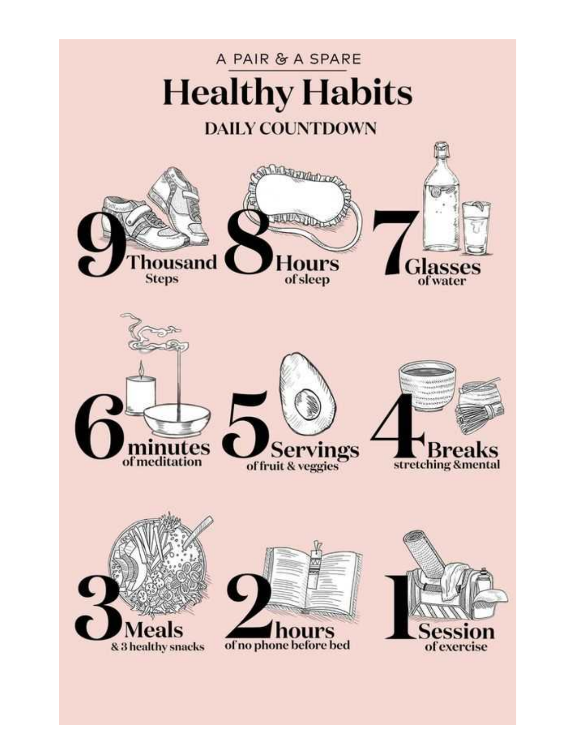A PAIR & A SPARE

# Healthy Habits

## DAILY COUNTDOWN

**9 Thousand**
Steps

**8 Hours**
of sleep

**7 Glasses**
of water

**6 minutes**
of meditation

**5 Servings**
of fruit & veggies

**4 Breaks**
stretching &mental

**3 Meals**
& 3 healthy snacks

**2 hours**
of no phone before bed

**1 Session**
of exercise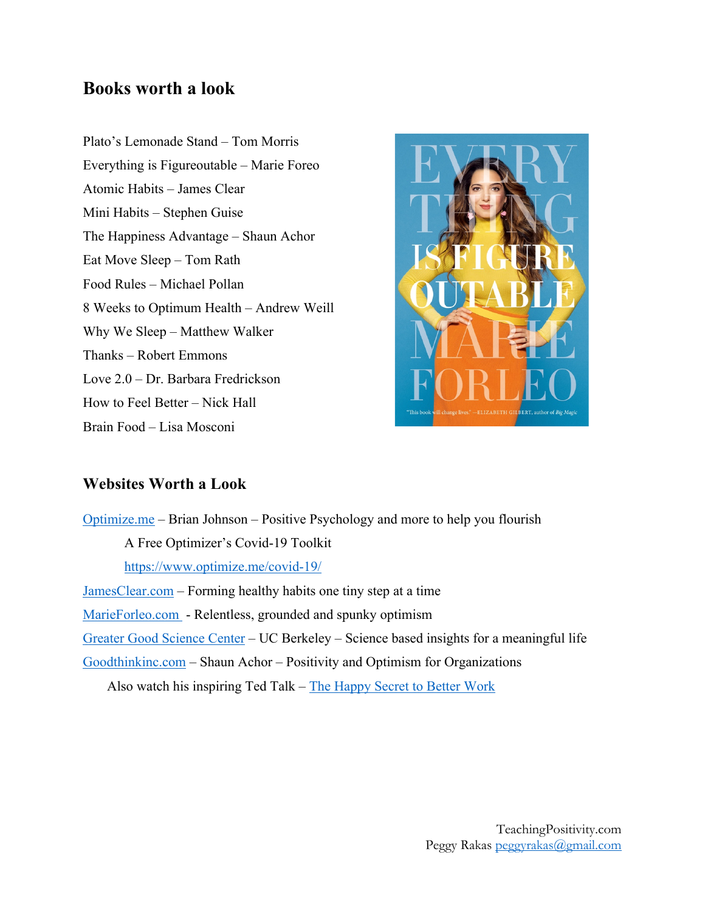## Books worth a look

Plato's Lemonade Stand – Tom Morris
Everything is Figureoutable – Marie Foreo
Atomic Habits – James Clear
Mini Habits – Stephen Guise
The Happiness Advantage – Shaun Achor
Eat Move Sleep – Tom Rath
Food Rules – Michael Pollan
8 Weeks to Optimum Health – Andrew Weill
Why We Sleep – Matthew Walker
Thanks – Robert Emmons
Love 2.0 – Dr. Barbara Fredrickson
How to Feel Better – Nick Hall
Brain Food – Lisa Mosconi

## Websites Worth a Look

Optimize.me – Brian Johnson – Positive Psychology and more to help you flourish

> A Free Optimizer's Covid-19 Toolkit
> https://www.optimize.me/covid-19/

JamesClear.com – Forming healthy habits one tiny step at a time

MarieForleo.com - Relentless, grounded and spunky optimism

Greater Good Science Center – UC Berkeley – Science based insights for a meaningful life

Goodthinkinc.com – Shaun Achor – Positivity and Optimism for Organizations

> Also watch his inspiring Ted Talk – The Happy Secret to Better Work

TeachingPositivity.com
Peggy Rakas peggyrakas@gmail.com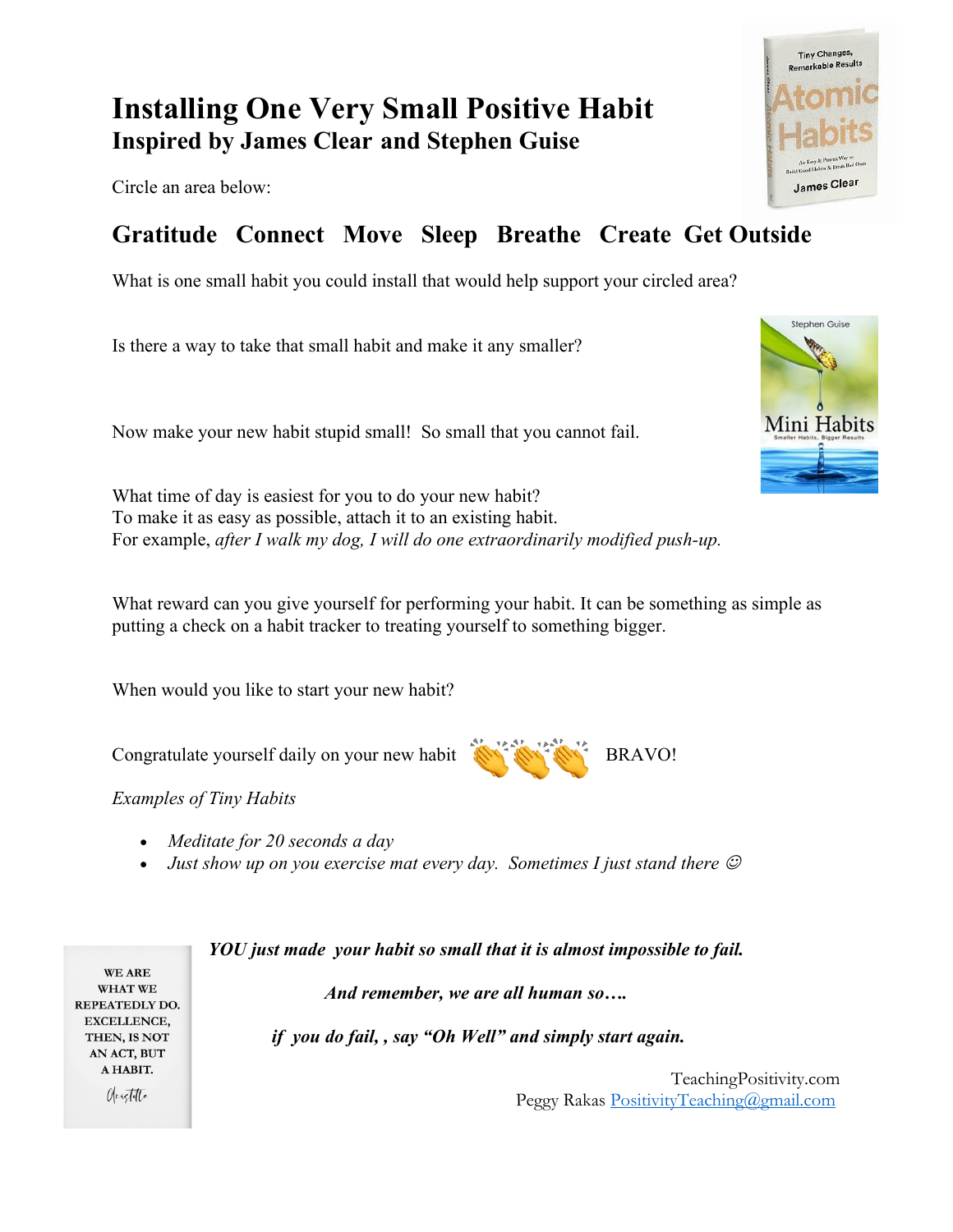# Installing One Very Small Positive Habit

## Inspired by James Clear and Stephen Guise

Circle an area below:

## Gratitude Connect Move Sleep Breathe Create Get Outside

What is one small habit you could install that would help support your circled area?

Is there a way to take that small habit and make it any smaller?

Now make your new habit stupid small! So small that you cannot fail.

What time of day is easiest for you to do your new habit?
To make it as easy as possible, attach it to an existing habit.
For example, *after I walk my dog, I will do one extraordinarily modified push-up.*

What reward can you give yourself for performing your habit. It can be something as simple as putting a check on a habit tracker to treating yourself to something bigger.

When would you like to start your new habit?

Congratulate yourself daily on your new habit 👏👏👏 BRAVO!

*Examples of Tiny Habits*

- *Meditate for 20 seconds a day*
- *Just show up on you exercise mat every day. Sometimes I just stand there ☺*

WE ARE WHAT WE REPEATEDLY DO. EXCELLENCE, THEN, IS NOT AN ACT, BUT A HABIT.
Aristotle

***YOU just made your habit so small that it is almost impossible to fail.***

***And remember, we are all human so….***

***if you do fail, , say "Oh Well" and simply start again.***

TeachingPositivity.com
Peggy Rakas PositivityTeaching@gmail.com